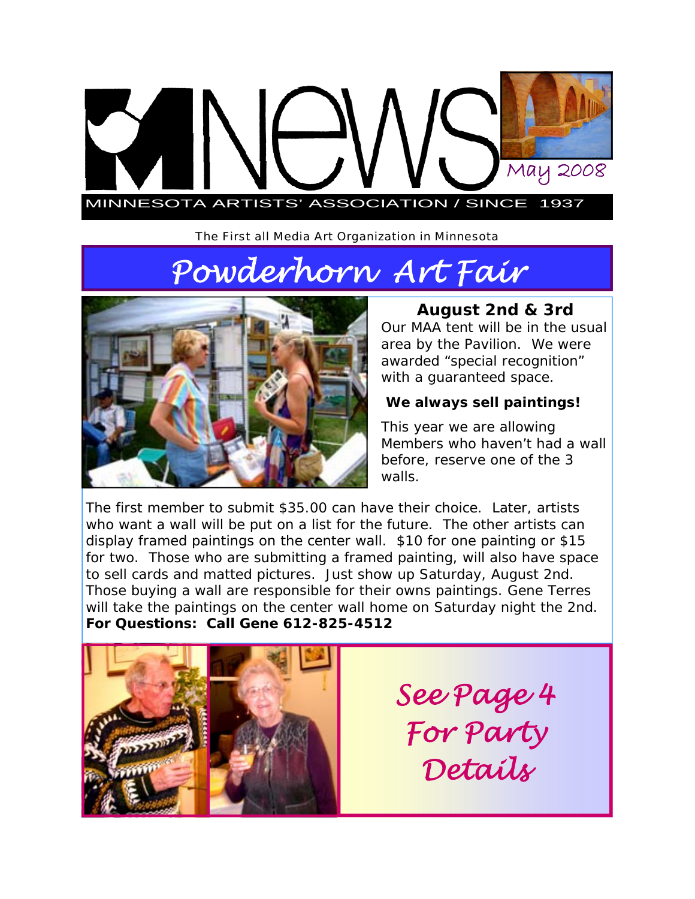# MNEWS

May 2008

MINNESOTA ARTISTS' ASSOCIATION / SINCE 1937

The First all Media Art Organization in Minnesota

## Powderhorn Art Fair

**August 2nd & 3rd**

Our MAA tent will be in the usual area by the Pavilion. We were awarded "special recognition" with a guaranteed space.

**We always sell paintings!**

This year we are allowing Members who haven't had a wall before, reserve one of the 3 walls.

The first member to submit $35.00 can have their choice. Later, artists who want a wall will be put on a list for the future. The other artists can display framed paintings on the center wall. $10 for one painting or $15 for two. Those who are submitting a framed painting, will also have space to sell cards and matted pictures. Just show up Saturday, August 2nd. Those buying a wall are responsible for their owns paintings. Gene Terres will take the paintings on the center wall home on Saturday night the 2nd.
**For Questions: Call Gene 612-825-4512**

*See Page 4 For Party Details*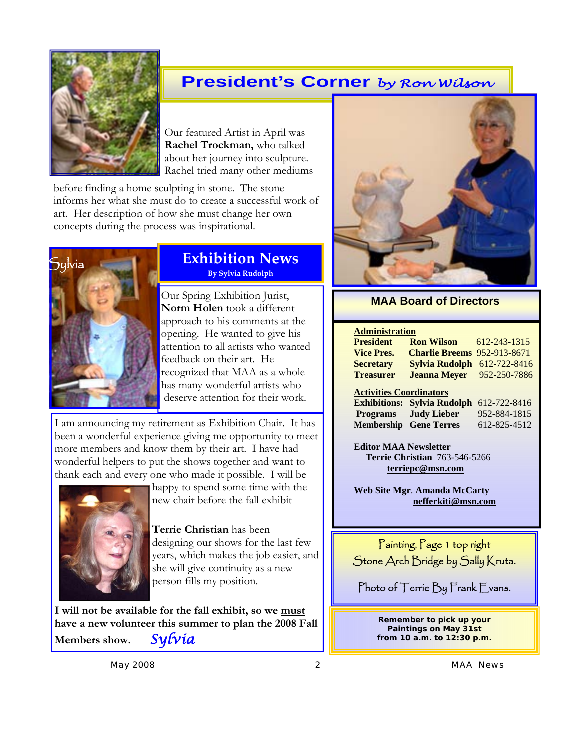## President's Corner *by Ron Wilson*

Our featured Artist in April was **Rachel Trockman,** who talked about her journey into sculpture. Rachel tried many other mediums before finding a home sculpting in stone. The stone informs her what she must do to create a successful work of art. Her description of how she must change her own concepts during the process was inspirational.

## Exhibition News

**By Sylvia Rudolph**

Sylvia

Our Spring Exhibition Jurist, **Norm Holen** took a different approach to his comments at the opening. He wanted to give his attention to all artists who wanted feedback on their art. He recognized that MAA as a whole has many wonderful artists who deserve attention for their work.

I am announcing my retirement as Exhibition Chair. It has been a wonderful experience giving me opportunity to meet more members and know them by their art. I have had wonderful helpers to put the shows together and want to thank each and every one who made it possible. I will be happy to spend some time with the new chair before the fall exhibit

**Terrie Christian** has been designing our shows for the last few years, which makes the job easier, and she will give continuity as a new person fills my position.

**I will not be available for the fall exhibit, so we <u>must have</u> a new volunteer this summer to plan the 2008 Fall Members show.** *Sylvia*

## MAA Board of Directors

**<u>Administration</u>**

| | | |
|---|---|---|
| **President** | **Ron Wilson** | 612-243-1315 |
| **Vice Pres.** | **Charlie Breems** | 952-913-8671 |
| **Secretary** | **Sylvia Rudolph** | 612-722-8416 |
| **Treasurer** | **Jeanna Meyer** | 952-250-7886 |

**<u>Activities Coordinators</u>**

| | | |
|---|---|---|
| **Exhibitions:** | **Sylvia Rudolph** | 612-722-8416 |
| **Programs** | **Judy Lieber** | 952-884-1815 |
| **Membership** | **Gene Terres** | 612-825-4512 |

**Editor MAA Newsletter**
**Terrie Christian** 763-546-5266
**<u>terriepc@msn.com</u>**

**Web Site Mgr**. **Amanda McCarty**
**<u>nefferkiti@msn.com</u>**

Painting, Page 1 top right
Stone Arch Bridge by Sally Kruta.

Photo of Terrie By Frank Evans.

**Remember to pick up your Paintings on May 31st from 10 a.m. to 12:30 p.m.**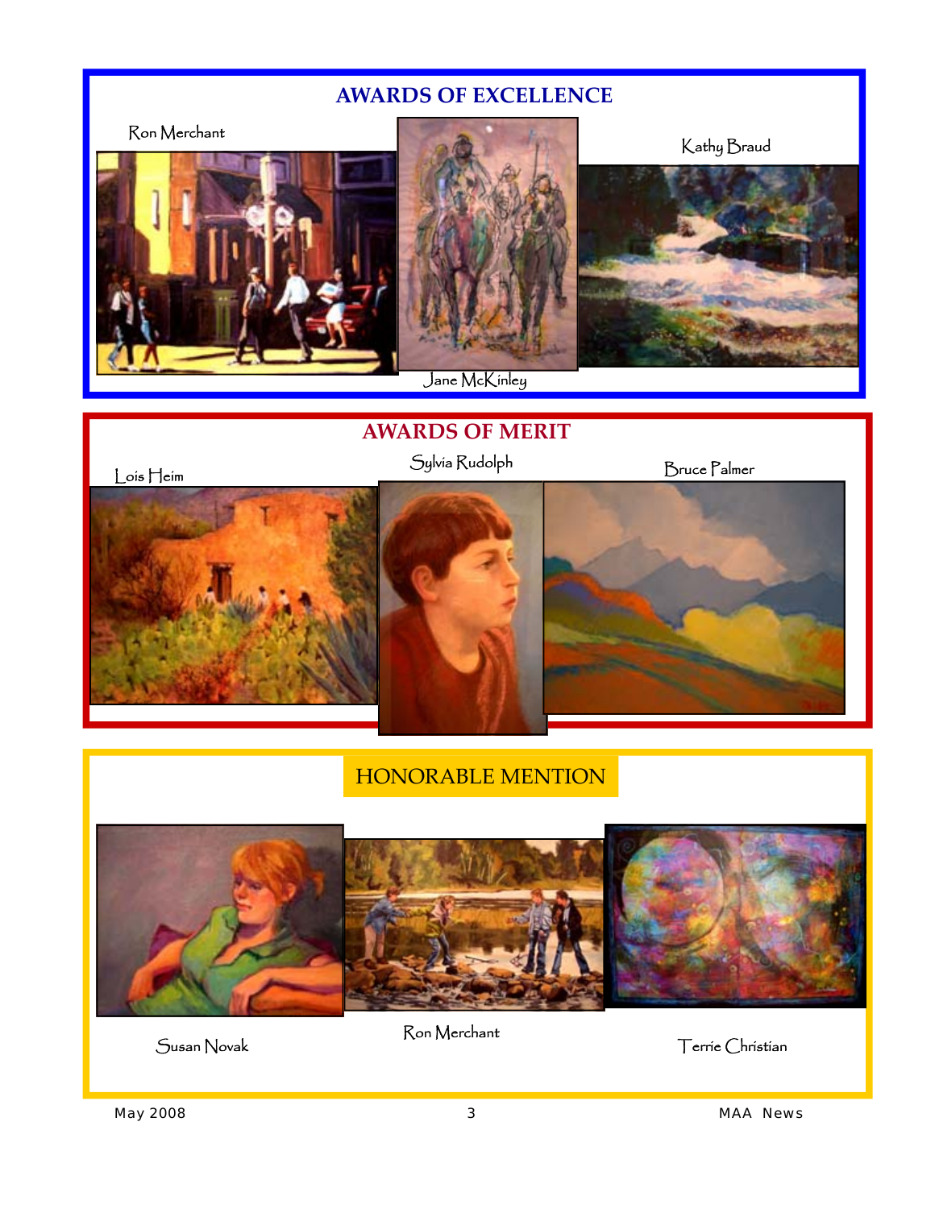## AWARDS OF EXCELLENCE

Ron Merchant

Jane McKinley

Kathy Braud

## AWARDS OF MERIT

Lois Heim

Sylvia Rudolph

Bruce Palmer

## HONORABLE MENTION

Susan Novak

Ron Merchant

Terrie Christian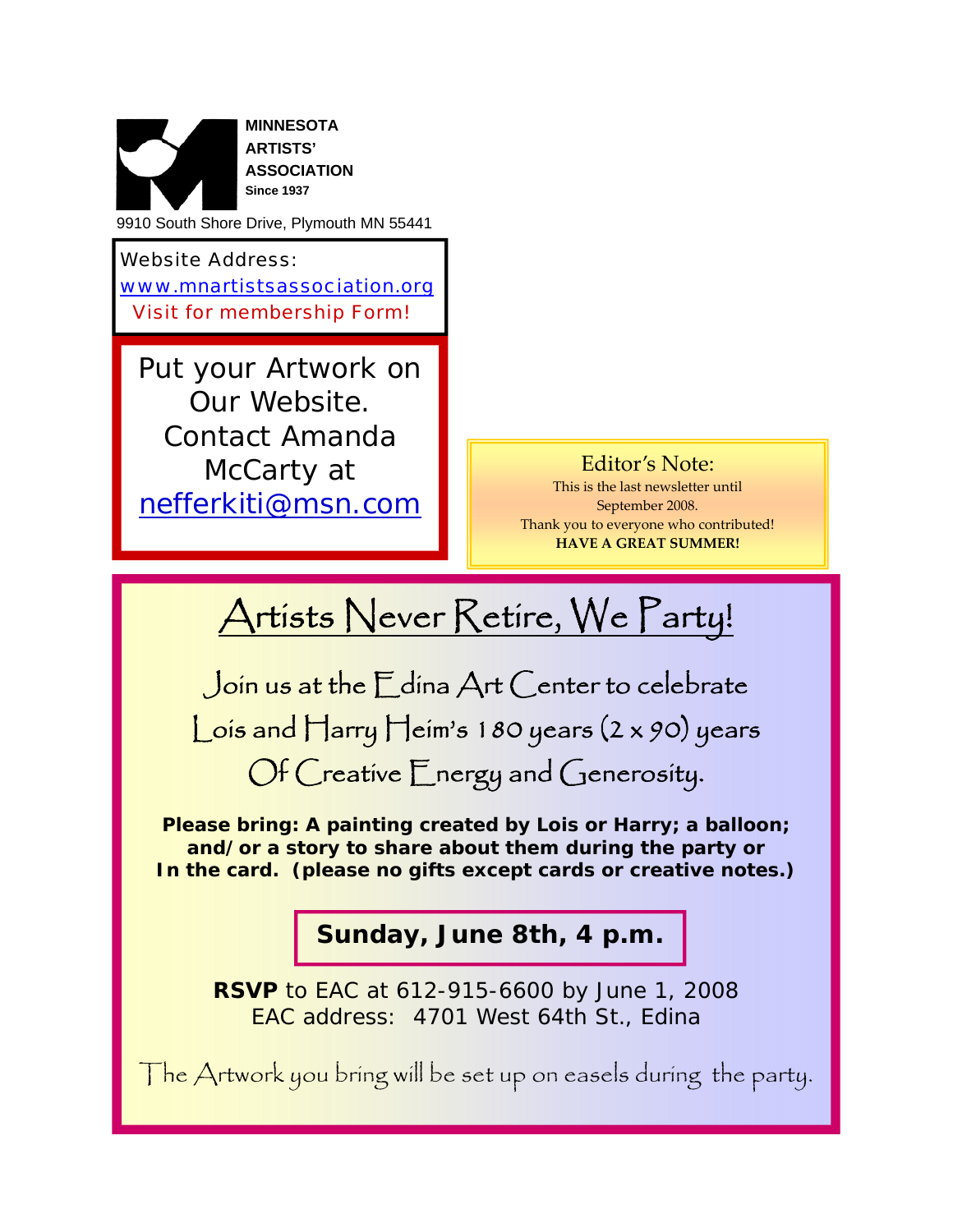**MINNESOTA ARTISTS' ASSOCIATION**
**Since 1937**

9910 South Shore Drive, Plymouth MN 55441

Website Address:
www.mnartistsassociation.org
Visit for membership Form!

Put your Artwork on Our Website. Contact Amanda McCarty at nefferkiti@msn.com

**Editor's Note:**
This is the last newsletter until September 2008.
Thank you to everyone who contributed!
**HAVE A GREAT SUMMER!**

# Artists Never Retire, We Party!

Join us at the Edina Art Center to celebrate Lois and Harry Heim's 180 years (2 x 90) years Of Creative Energy and Generosity.

**Please bring: A painting created by Lois or Harry; a balloon; and/or a story to share about them during the party or In the card. (please no gifts except cards or creative notes.)**

**Sunday, June 8th, 4 p.m.**

**RSVP** to EAC at 612-915-6600 by June 1, 2008
EAC address: 4701 West 64th St., Edina

The Artwork you bring will be set up on easels during the party.